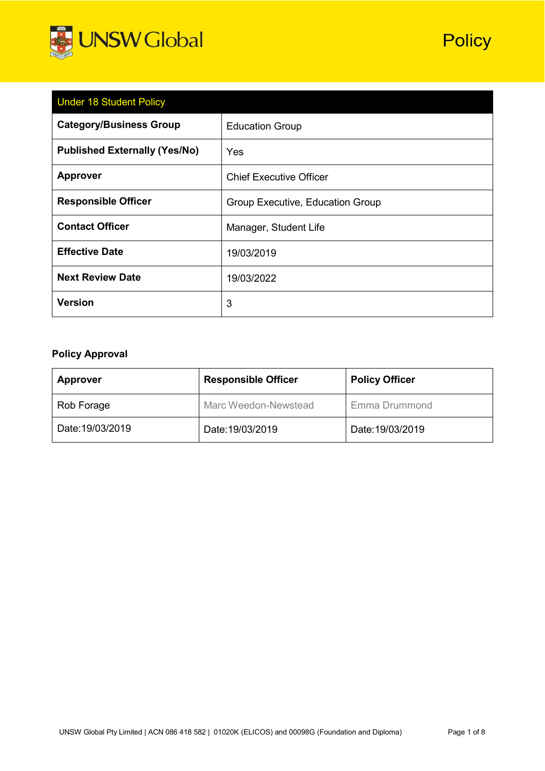UNSW Global

# Policy

| Under 18 Student Policy | |
|---|---|
| **Category/Business Group** | Education Group |
| **Published Externally (Yes/No)** | Yes |
| **Approver** | Chief Executive Officer |
| **Responsible Officer** | Group Executive, Education Group |
| **Contact Officer** | Manager, Student Life |
| **Effective Date** | 19/03/2019 |
| **Next Review Date** | 19/03/2022 |
| **Version** | 3 |

**Policy Approval**

| Approver | Responsible Officer | Policy Officer |
|---|---|---|
| Rob Forage | Marc Weedon-Newstead | Emma Drummond |
| Date:19/03/2019 | Date:19/03/2019 | Date:19/03/2019 |

UNSW Global Pty Limited | ACN 086 418 582 | 01020K (ELICOS) and 00098G (Foundation and Diploma)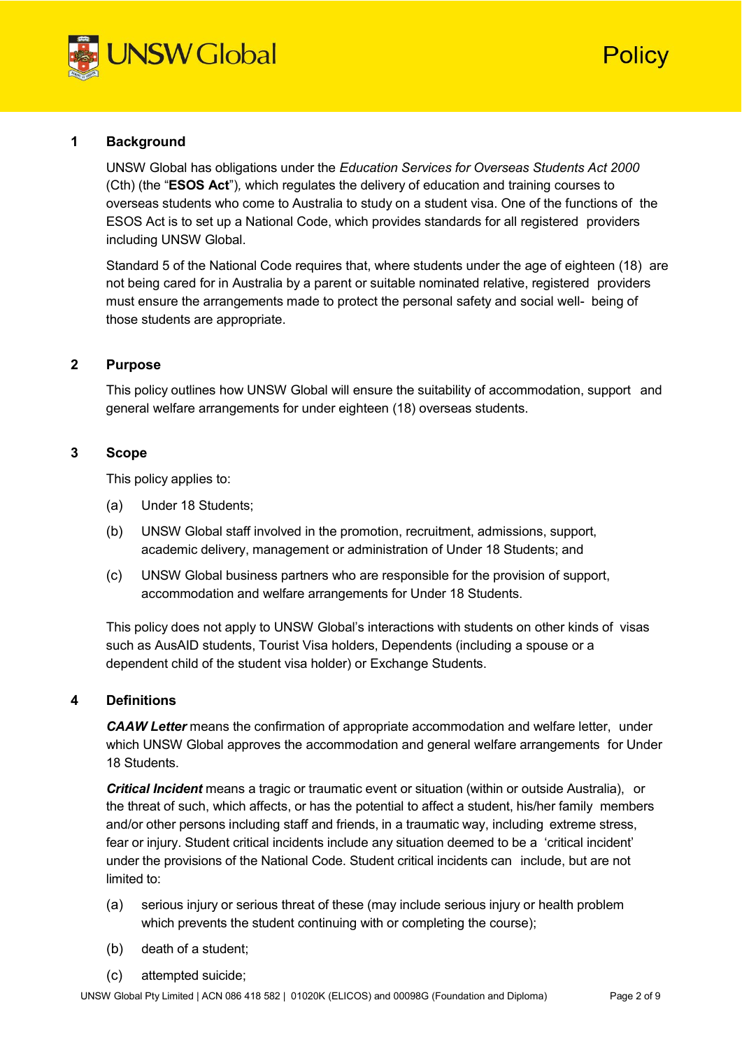## 1 Background

UNSW Global has obligations under the *Education Services for Overseas Students Act 2000* (Cth) (the "**ESOS Act**"), which regulates the delivery of education and training courses to overseas students who come to Australia to study on a student visa. One of the functions of the ESOS Act is to set up a National Code, which provides standards for all registered providers including UNSW Global.

Standard 5 of the National Code requires that, where students under the age of eighteen (18) are not being cared for in Australia by a parent or suitable nominated relative, registered providers must ensure the arrangements made to protect the personal safety and social well- being of those students are appropriate.

## 2 Purpose

This policy outlines how UNSW Global will ensure the suitability of accommodation, support and general welfare arrangements for under eighteen (18) overseas students.

## 3 Scope

This policy applies to:

(a) Under 18 Students;

(b) UNSW Global staff involved in the promotion, recruitment, admissions, support, academic delivery, management or administration of Under 18 Students; and

(c) UNSW Global business partners who are responsible for the provision of support, accommodation and welfare arrangements for Under 18 Students.

This policy does not apply to UNSW Global's interactions with students on other kinds of visas such as AusAID students, Tourist Visa holders, Dependents (including a spouse or a dependent child of the student visa holder) or Exchange Students.

## 4 Definitions

***CAAW Letter*** means the confirmation of appropriate accommodation and welfare letter, under which UNSW Global approves the accommodation and general welfare arrangements for Under 18 Students.

***Critical Incident*** means a tragic or traumatic event or situation (within or outside Australia), or the threat of such, which affects, or has the potential to affect a student, his/her family members and/or other persons including staff and friends, in a traumatic way, including extreme stress, fear or injury. Student critical incidents include any situation deemed to be a 'critical incident' under the provisions of the National Code. Student critical incidents can include, but are not limited to:

(a) serious injury or serious threat of these (may include serious injury or health problem which prevents the student continuing with or completing the course);

(b) death of a student;

(c) attempted suicide;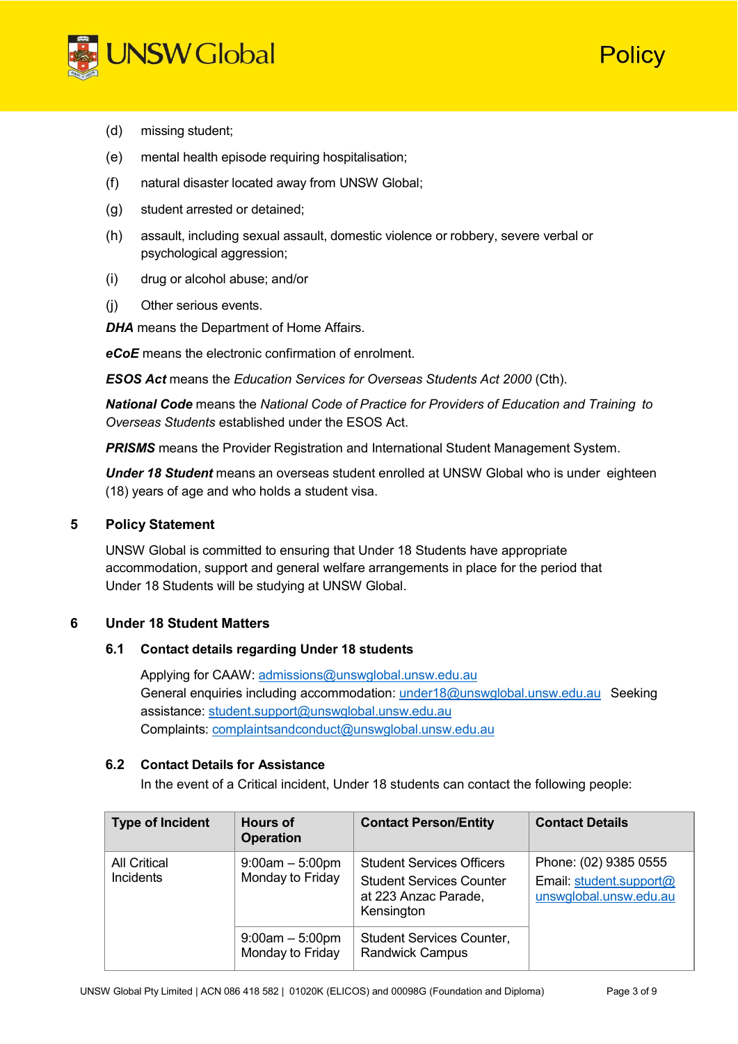(d) missing student;

(e) mental health episode requiring hospitalisation;

(f) natural disaster located away from UNSW Global;

(g) student arrested or detained;

(h) assault, including sexual assault, domestic violence or robbery, severe verbal or psychological aggression;

(i) drug or alcohol abuse; and/or

(j) Other serious events.

***DHA*** means the Department of Home Affairs.

***eCoE*** means the electronic confirmation of enrolment.

***ESOS Act*** means the *Education Services for Overseas Students Act 2000* (Cth).

***National Code*** means the *National Code of Practice for Providers of Education and Training to Overseas Students* established under the ESOS Act.

***PRISMS*** means the Provider Registration and International Student Management System.

***Under 18 Student*** means an overseas student enrolled at UNSW Global who is under eighteen (18) years of age and who holds a student visa.

## 5 Policy Statement

UNSW Global is committed to ensuring that Under 18 Students have appropriate accommodation, support and general welfare arrangements in place for the period that Under 18 Students will be studying at UNSW Global.

## 6 Under 18 Student Matters

### 6.1 Contact details regarding Under 18 students

Applying for CAAW: admissions@unswglobal.unsw.edu.au
General enquiries including accommodation: under18@unswglobal.unsw.edu.au Seeking assistance: student.support@unswglobal.unsw.edu.au
Complaints: complaintsandconduct@unswglobal.unsw.edu.au

### 6.2 Contact Details for Assistance

In the event of a Critical incident, Under 18 students can contact the following people:

| Type of Incident | Hours of Operation | Contact Person/Entity | Contact Details |
|---|---|---|---|
| All Critical Incidents | 9:00am – 5:00pm Monday to Friday | Student Services Officers Student Services Counter at 223 Anzac Parade, Kensington | Phone: (02) 9385 0555 Email: student.support@unswglobal.unsw.edu.au |
| | 9:00am – 5:00pm Monday to Friday | Student Services Counter, Randwick Campus | |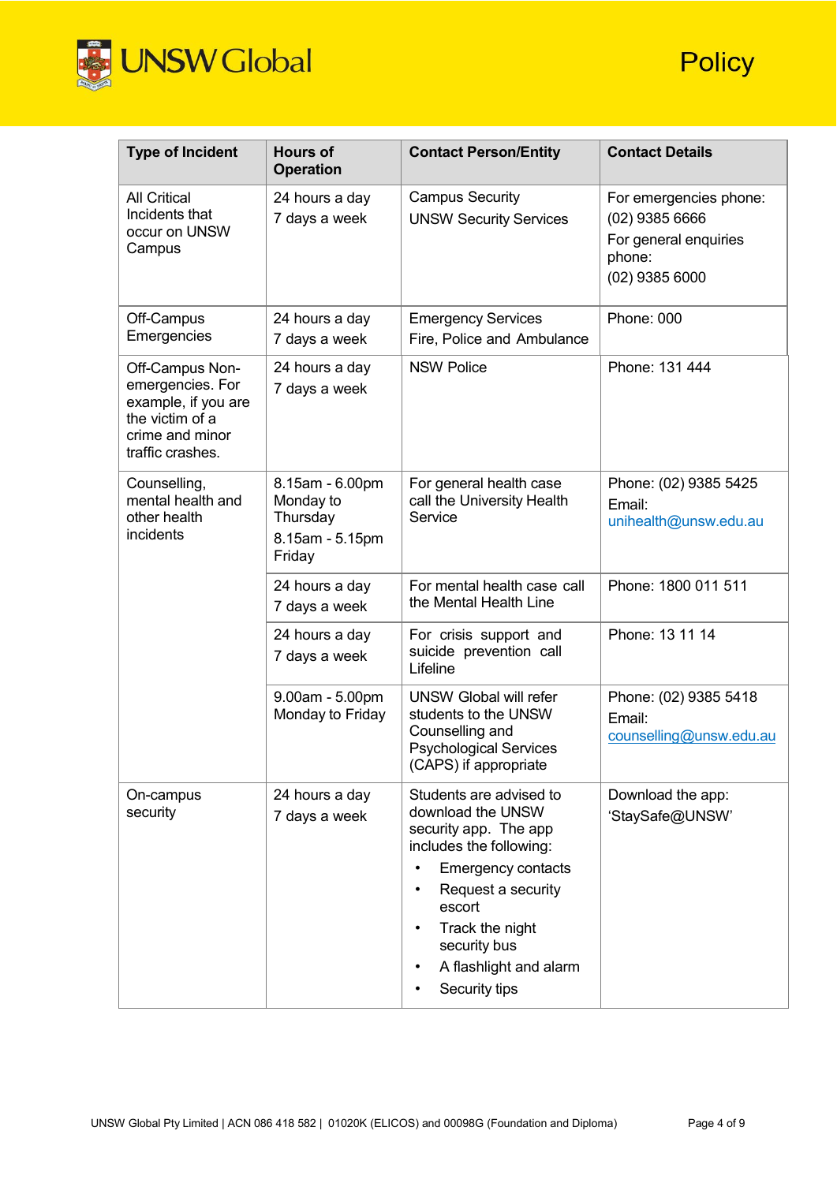| Type of Incident | Hours of Operation | Contact Person/Entity | Contact Details |
|---|---|---|---|
| All Critical Incidents that occur on UNSW Campus | 24 hours a day<br>7 days a week | Campus Security<br>UNSW Security Services | For emergencies phone:<br>(02) 9385 6666<br>For general enquiries phone:<br>(02) 9385 6000 |
| Off-Campus Emergencies | 24 hours a day<br>7 days a week | Emergency Services<br>Fire, Police and Ambulance | Phone: 000 |
| Off-Campus Non-emergencies. For example, if you are the victim of a crime and minor traffic crashes. | 24 hours a day<br>7 days a week | NSW Police | Phone: 131 444 |
| Counselling, mental health and other health incidents | 8.15am - 6.00pm Monday to Thursday<br>8.15am - 5.15pm Friday | For general health case call the University Health Service | Phone: (02) 9385 5425<br>Email: unihealth@unsw.edu.au |
| | 24 hours a day<br>7 days a week | For mental health case call the Mental Health Line | Phone: 1800 011 511 |
| | 24 hours a day<br>7 days a week | For crisis support and suicide prevention call Lifeline | Phone: 13 11 14 |
| | 9.00am - 5.00pm Monday to Friday | UNSW Global will refer students to the UNSW Counselling and Psychological Services (CAPS) if appropriate | Phone: (02) 9385 5418<br>Email: counselling@unsw.edu.au |
| On-campus security | 24 hours a day<br>7 days a week | Students are advised to download the UNSW security app. The app includes the following:<br>• Emergency contacts<br>• Request a security escort<br>• Track the night security bus<br>• A flashlight and alarm<br>• Security tips | Download the app: 'StaySafe@UNSW' |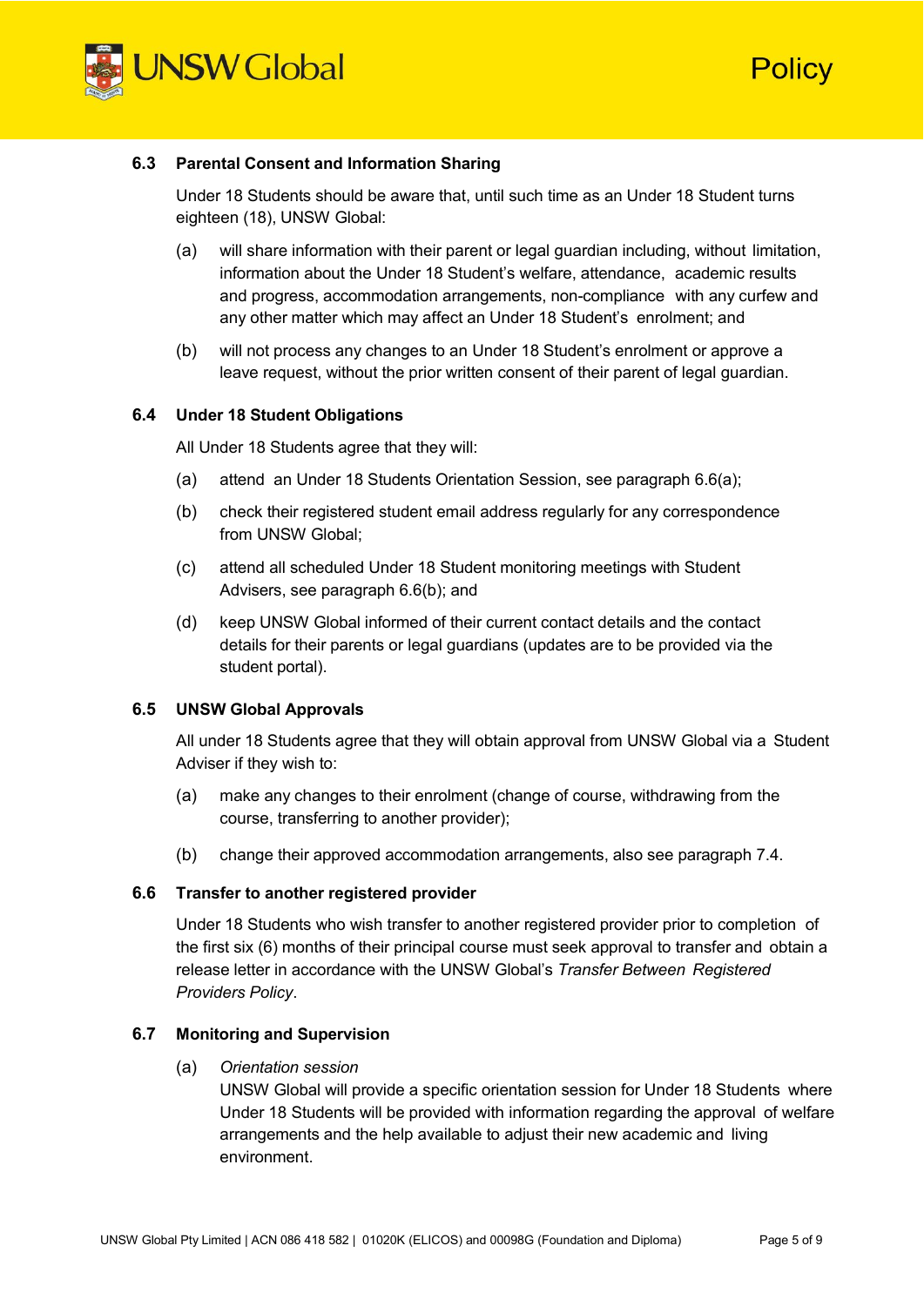### 6.3 Parental Consent and Information Sharing

Under 18 Students should be aware that, until such time as an Under 18 Student turns eighteen (18), UNSW Global:

(a) will share information with their parent or legal guardian including, without limitation, information about the Under 18 Student's welfare, attendance, academic results and progress, accommodation arrangements, non-compliance with any curfew and any other matter which may affect an Under 18 Student's enrolment; and

(b) will not process any changes to an Under 18 Student's enrolment or approve a leave request, without the prior written consent of their parent of legal guardian.

### 6.4 Under 18 Student Obligations

All Under 18 Students agree that they will:

(a) attend an Under 18 Students Orientation Session, see paragraph 6.6(a);

(b) check their registered student email address regularly for any correspondence from UNSW Global;

(c) attend all scheduled Under 18 Student monitoring meetings with Student Advisers, see paragraph 6.6(b); and

(d) keep UNSW Global informed of their current contact details and the contact details for their parents or legal guardians (updates are to be provided via the student portal).

### 6.5 UNSW Global Approvals

All under 18 Students agree that they will obtain approval from UNSW Global via a Student Adviser if they wish to:

(a) make any changes to their enrolment (change of course, withdrawing from the course, transferring to another provider);

(b) change their approved accommodation arrangements, also see paragraph 7.4.

### 6.6 Transfer to another registered provider

Under 18 Students who wish transfer to another registered provider prior to completion of the first six (6) months of their principal course must seek approval to transfer and obtain a release letter in accordance with the UNSW Global's *Transfer Between Registered Providers Policy*.

### 6.7 Monitoring and Supervision

(a) *Orientation session*
UNSW Global will provide a specific orientation session for Under 18 Students where Under 18 Students will be provided with information regarding the approval of welfare arrangements and the help available to adjust their new academic and living environment.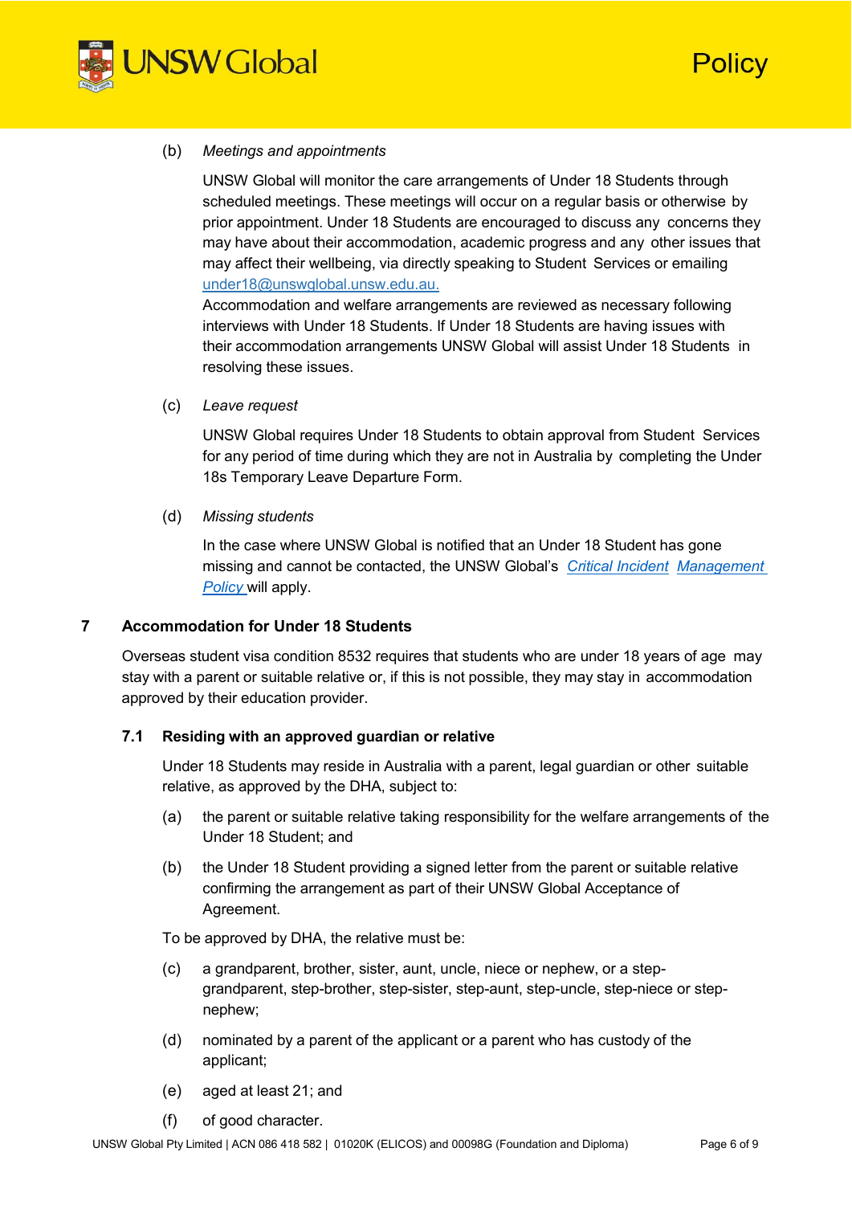(b) *Meetings and appointments*

UNSW Global will monitor the care arrangements of Under 18 Students through scheduled meetings. These meetings will occur on a regular basis or otherwise by prior appointment. Under 18 Students are encouraged to discuss any concerns they may have about their accommodation, academic progress and any other issues that may affect their wellbeing, via directly speaking to Student Services or emailing [under18@unswglobal.unsw.edu.au.](mailto:under18@unswglobal.unsw.edu.au)
Accommodation and welfare arrangements are reviewed as necessary following interviews with Under 18 Students. If Under 18 Students are having issues with their accommodation arrangements UNSW Global will assist Under 18 Students in resolving these issues.

(c) *Leave request*

UNSW Global requires Under 18 Students to obtain approval from Student Services for any period of time during which they are not in Australia by completing the Under 18s Temporary Leave Departure Form.

(d) *Missing students*

In the case where UNSW Global is notified that an Under 18 Student has gone missing and cannot be contacted, the UNSW Global's *Critical Incident Management Policy* will apply.

## 7 Accommodation for Under 18 Students

Overseas student visa condition 8532 requires that students who are under 18 years of age may stay with a parent or suitable relative or, if this is not possible, they may stay in accommodation approved by their education provider.

### 7.1 Residing with an approved guardian or relative

Under 18 Students may reside in Australia with a parent, legal guardian or other suitable relative, as approved by the DHA, subject to:

(a) the parent or suitable relative taking responsibility for the welfare arrangements of the Under 18 Student; and

(b) the Under 18 Student providing a signed letter from the parent or suitable relative confirming the arrangement as part of their UNSW Global Acceptance of Agreement.

To be approved by DHA, the relative must be:

(c) a grandparent, brother, sister, aunt, uncle, niece or nephew, or a step-grandparent, step-brother, step-sister, step-aunt, step-uncle, step-niece or step-nephew;

(d) nominated by a parent of the applicant or a parent who has custody of the applicant;

(e) aged at least 21; and

(f) of good character.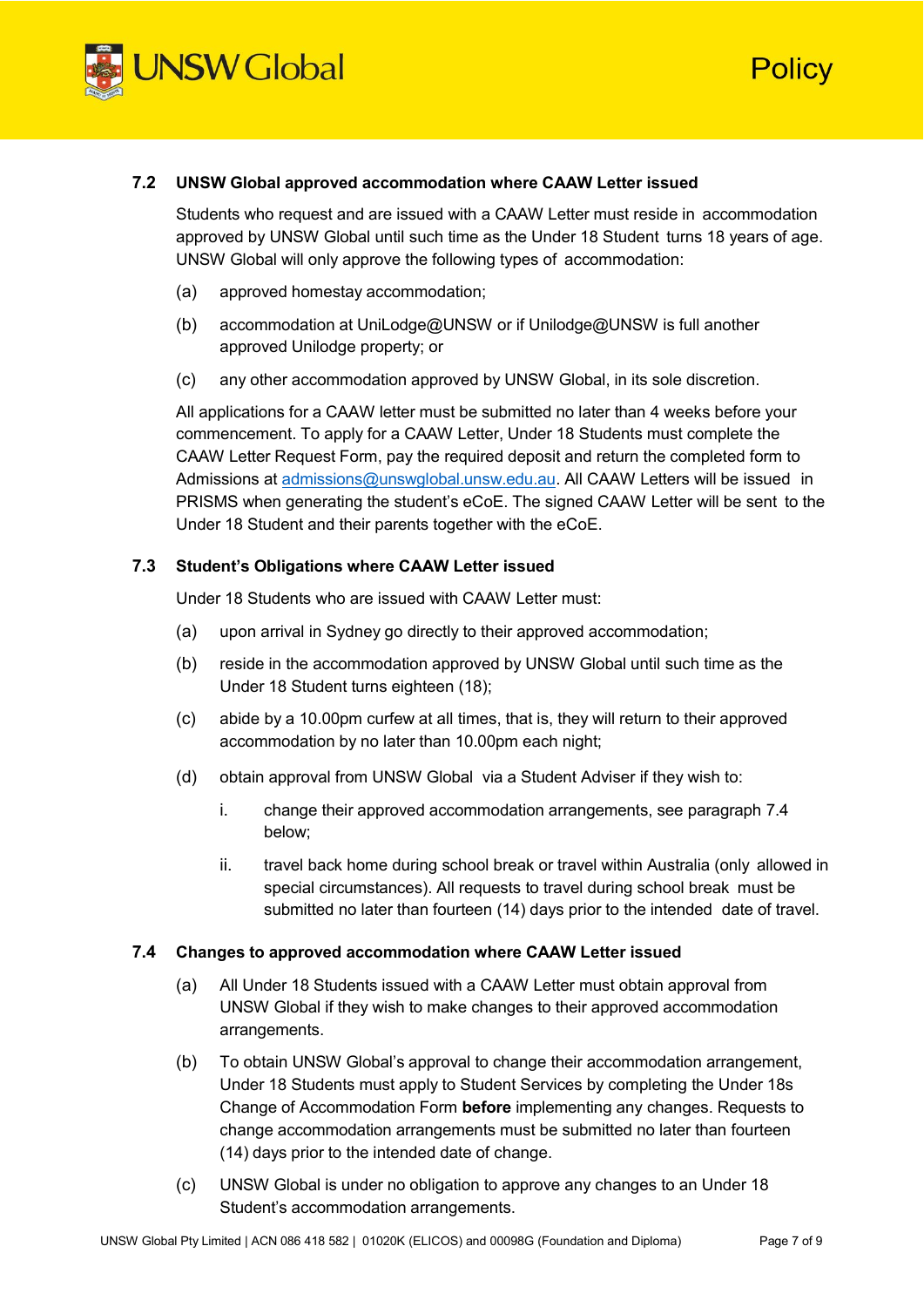### 7.2 UNSW Global approved accommodation where CAAW Letter issued

Students who request and are issued with a CAAW Letter must reside in accommodation approved by UNSW Global until such time as the Under 18 Student turns 18 years of age. UNSW Global will only approve the following types of accommodation:

(a) approved homestay accommodation;

(b) accommodation at UniLodge@UNSW or if Unilodge@UNSW is full another approved Unilodge property; or

(c) any other accommodation approved by UNSW Global, in its sole discretion.

All applications for a CAAW letter must be submitted no later than 4 weeks before your commencement. To apply for a CAAW Letter, Under 18 Students must complete the CAAW Letter Request Form, pay the required deposit and return the completed form to Admissions at admissions@unswglobal.unsw.edu.au. All CAAW Letters will be issued in PRISMS when generating the student's eCoE. The signed CAAW Letter will be sent to the Under 18 Student and their parents together with the eCoE.

### 7.3 Student's Obligations where CAAW Letter issued

Under 18 Students who are issued with CAAW Letter must:

(a) upon arrival in Sydney go directly to their approved accommodation;

(b) reside in the accommodation approved by UNSW Global until such time as the Under 18 Student turns eighteen (18);

(c) abide by a 10.00pm curfew at all times, that is, they will return to their approved accommodation by no later than 10.00pm each night;

(d) obtain approval from UNSW Global via a Student Adviser if they wish to:

i. change their approved accommodation arrangements, see paragraph 7.4 below;

ii. travel back home during school break or travel within Australia (only allowed in special circumstances). All requests to travel during school break must be submitted no later than fourteen (14) days prior to the intended date of travel.

### 7.4 Changes to approved accommodation where CAAW Letter issued

(a) All Under 18 Students issued with a CAAW Letter must obtain approval from UNSW Global if they wish to make changes to their approved accommodation arrangements.

(b) To obtain UNSW Global's approval to change their accommodation arrangement, Under 18 Students must apply to Student Services by completing the Under 18s Change of Accommodation Form **before** implementing any changes. Requests to change accommodation arrangements must be submitted no later than fourteen (14) days prior to the intended date of change.

(c) UNSW Global is under no obligation to approve any changes to an Under 18 Student's accommodation arrangements.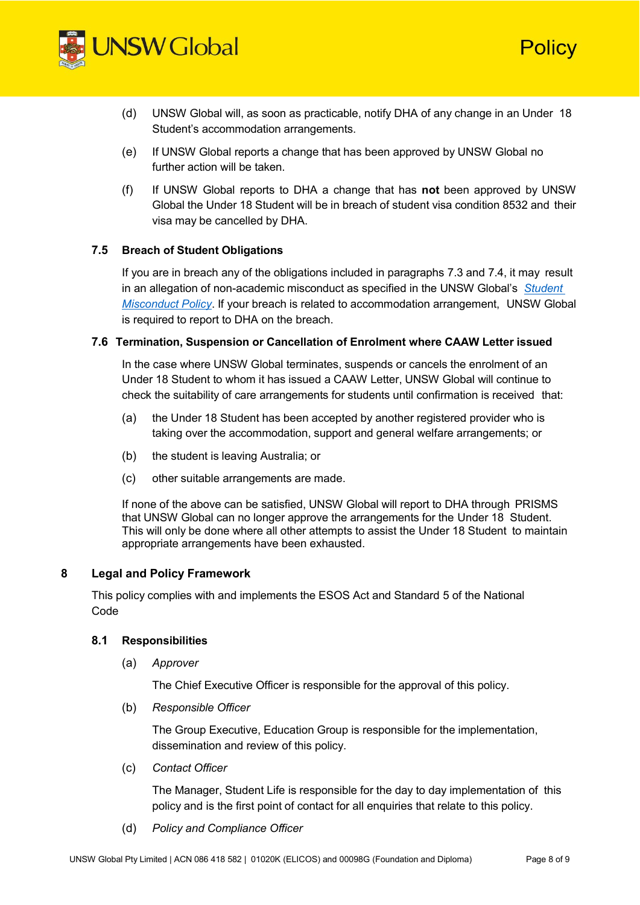(d) UNSW Global will, as soon as practicable, notify DHA of any change in an Under 18 Student's accommodation arrangements.

(e) If UNSW Global reports a change that has been approved by UNSW Global no further action will be taken.

(f) If UNSW Global reports to DHA a change that has **not** been approved by UNSW Global the Under 18 Student will be in breach of student visa condition 8532 and their visa may be cancelled by DHA.

### 7.5 Breach of Student Obligations

If you are in breach any of the obligations included in paragraphs 7.3 and 7.4, it may result in an allegation of non-academic misconduct as specified in the UNSW Global's *Student Misconduct Policy*. If your breach is related to accommodation arrangement, UNSW Global is required to report to DHA on the breach.

### 7.6 Termination, Suspension or Cancellation of Enrolment where CAAW Letter issued

In the case where UNSW Global terminates, suspends or cancels the enrolment of an Under 18 Student to whom it has issued a CAAW Letter, UNSW Global will continue to check the suitability of care arrangements for students until confirmation is received that:

(a) the Under 18 Student has been accepted by another registered provider who is taking over the accommodation, support and general welfare arrangements; or

(b) the student is leaving Australia; or

(c) other suitable arrangements are made.

If none of the above can be satisfied, UNSW Global will report to DHA through PRISMS that UNSW Global can no longer approve the arrangements for the Under 18 Student. This will only be done where all other attempts to assist the Under 18 Student to maintain appropriate arrangements have been exhausted.

## 8 Legal and Policy Framework

This policy complies with and implements the ESOS Act and Standard 5 of the National Code

### 8.1 Responsibilities

(a) *Approver*

The Chief Executive Officer is responsible for the approval of this policy.

(b) *Responsible Officer*

The Group Executive, Education Group is responsible for the implementation, dissemination and review of this policy.

(c) *Contact Officer*

The Manager, Student Life is responsible for the day to day implementation of this policy and is the first point of contact for all enquiries that relate to this policy.

(d) *Policy and Compliance Officer*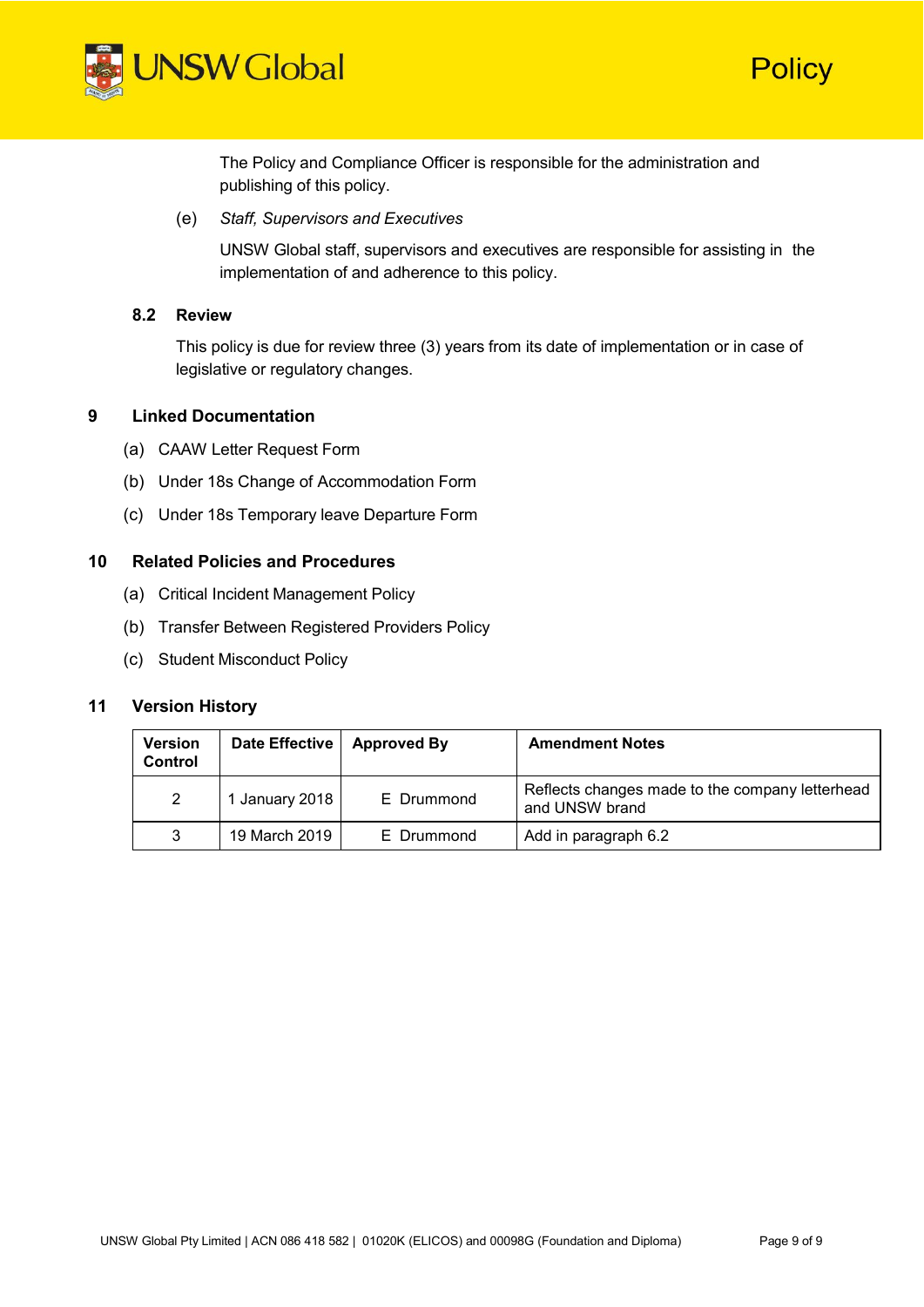The Policy and Compliance Officer is responsible for the administration and publishing of this policy.

(e) *Staff, Supervisors and Executives*

UNSW Global staff, supervisors and executives are responsible for assisting in the implementation of and adherence to this policy.

### 8.2 Review

This policy is due for review three (3) years from its date of implementation or in case of legislative or regulatory changes.

## 9 Linked Documentation

(a) CAAW Letter Request Form

(b) Under 18s Change of Accommodation Form

(c) Under 18s Temporary leave Departure Form

## 10 Related Policies and Procedures

(a) Critical Incident Management Policy

(b) Transfer Between Registered Providers Policy

(c) Student Misconduct Policy

## 11 Version History

| Version Control | Date Effective | Approved By | Amendment Notes |
|---|---|---|---|
| 2 | 1 January 2018 | E Drummond | Reflects changes made to the company letterhead and UNSW brand |
| 3 | 19 March 2019 | E Drummond | Add in paragraph 6.2 |